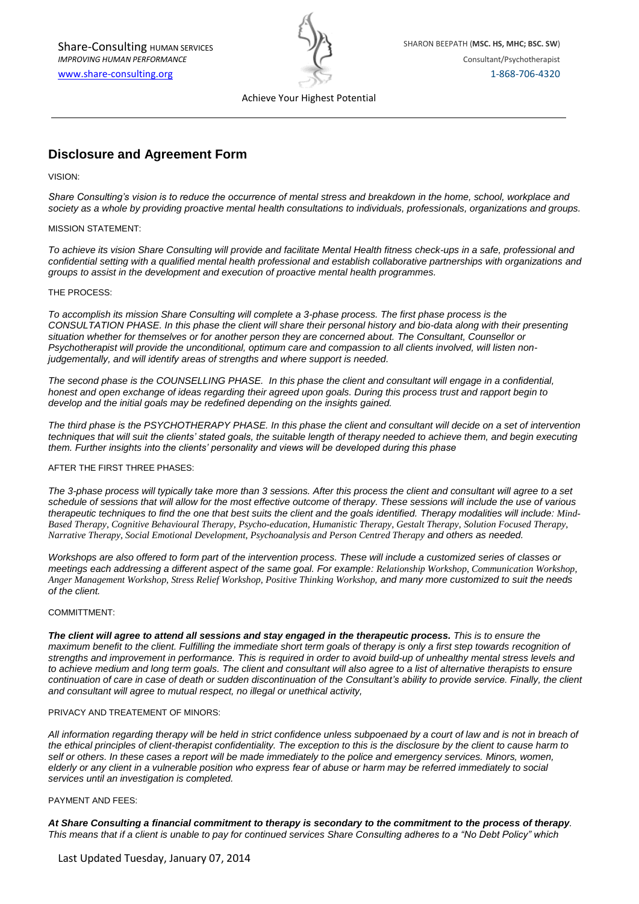Share-Consulting HUMAN SERVICES
*IMPROVING HUMAN PERFORMANCE*
www.share-consulting.org

SHARON BEEPATH (**MSC. HS, MHC; BSC. SW**)
Consultant/Psychotherapist
1-868-706-4320

Achieve Your Highest Potential

## Disclosure and Agreement Form

VISION:

*Share Consulting's vision is to reduce the occurrence of mental stress and breakdown in the home, school, workplace and society as a whole by providing proactive mental health consultations to individuals, professionals, organizations and groups.*

MISSION STATEMENT:

*To achieve its vision Share Consulting will provide and facilitate Mental Health fitness check-ups in a safe, professional and confidential setting with a qualified mental health professional and establish collaborative partnerships with organizations and groups to assist in the development and execution of proactive mental health programmes.*

THE PROCESS:

*To accomplish its mission Share Consulting will complete a 3-phase process. The first phase process is the CONSULTATION PHASE. In this phase the client will share their personal history and bio-data along with their presenting situation whether for themselves or for another person they are concerned about. The Consultant, Counsellor or Psychotherapist will provide the unconditional, optimum care and compassion to all clients involved, will listen non-judgementally, and will identify areas of strengths and where support is needed.*

*The second phase is the COUNSELLING PHASE. In this phase the client and consultant will engage in a confidential, honest and open exchange of ideas regarding their agreed upon goals. During this process trust and rapport begin to develop and the initial goals may be redefined depending on the insights gained.*

*The third phase is the PSYCHOTHERAPY PHASE. In this phase the client and consultant will decide on a set of intervention techniques that will suit the clients' stated goals, the suitable length of therapy needed to achieve them, and begin executing them. Further insights into the clients' personality and views will be developed during this phase*

AFTER THE FIRST THREE PHASES:

*The 3-phase process will typically take more than 3 sessions. After this process the client and consultant will agree to a set schedule of sessions that will allow for the most effective outcome of therapy. These sessions will include the use of various therapeutic techniques to find the one that best suits the client and the goals identified. Therapy modalities will include: Mind-Based Therapy, Cognitive Behavioural Therapy, Psycho-education, Humanistic Therapy, Gestalt Therapy, Solution Focused Therapy, Narrative Therapy, Social Emotional Development, Psychoanalysis and Person Centred Therapy and others as needed.*

*Workshops are also offered to form part of the intervention process. These will include a customized series of classes or meetings each addressing a different aspect of the same goal. For example: Relationship Workshop, Communication Workshop, Anger Management Workshop, Stress Relief Workshop, Positive Thinking Workshop, and many more customized to suit the needs of the client.*

COMMITTMENT:

***The client will agree to attend all sessions and stay engaged in the therapeutic process.*** *This is to ensure the maximum benefit to the client. Fulfilling the immediate short term goals of therapy is only a first step towards recognition of strengths and improvement in performance. This is required in order to avoid build-up of unhealthy mental stress levels and to achieve medium and long term goals. The client and consultant will also agree to a list of alternative therapists to ensure continuation of care in case of death or sudden discontinuation of the Consultant's ability to provide service. Finally, the client and consultant will agree to mutual respect, no illegal or unethical activity,*

PRIVACY AND TREATEMENT OF MINORS:

*All information regarding therapy will be held in strict confidence unless subpoenaed by a court of law and is not in breach of the ethical principles of client-therapist confidentiality. The exception to this is the disclosure by the client to cause harm to self or others. In these cases a report will be made immediately to the police and emergency services. Minors, women, elderly or any client in a vulnerable position who express fear of abuse or harm may be referred immediately to social services until an investigation is completed.*

PAYMENT AND FEES:

***At Share Consulting a financial commitment to therapy is secondary to the commitment to the process of therapy.*** *This means that if a client is unable to pay for continued services Share Consulting adheres to a "No Debt Policy" which*

Last Updated Tuesday, January 07, 2014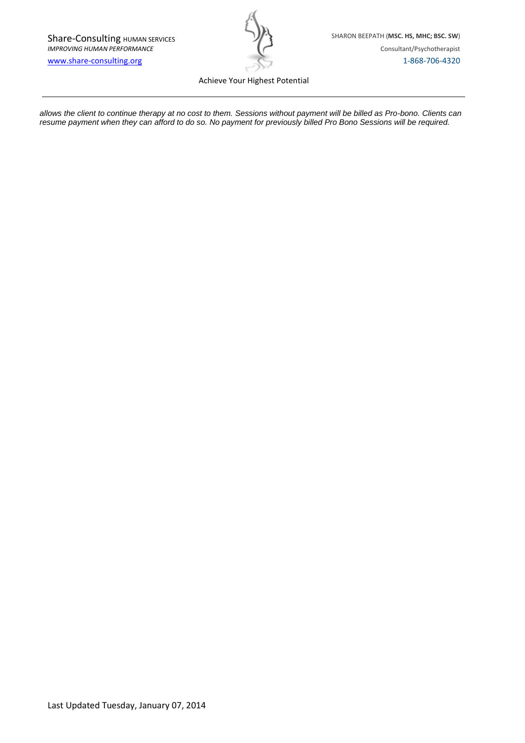*allows the client to continue therapy at no cost to them. Sessions without payment will be billed as Pro-bono. Clients can resume payment when they can afford to do so. No payment for previously billed Pro Bono Sessions will be required.*